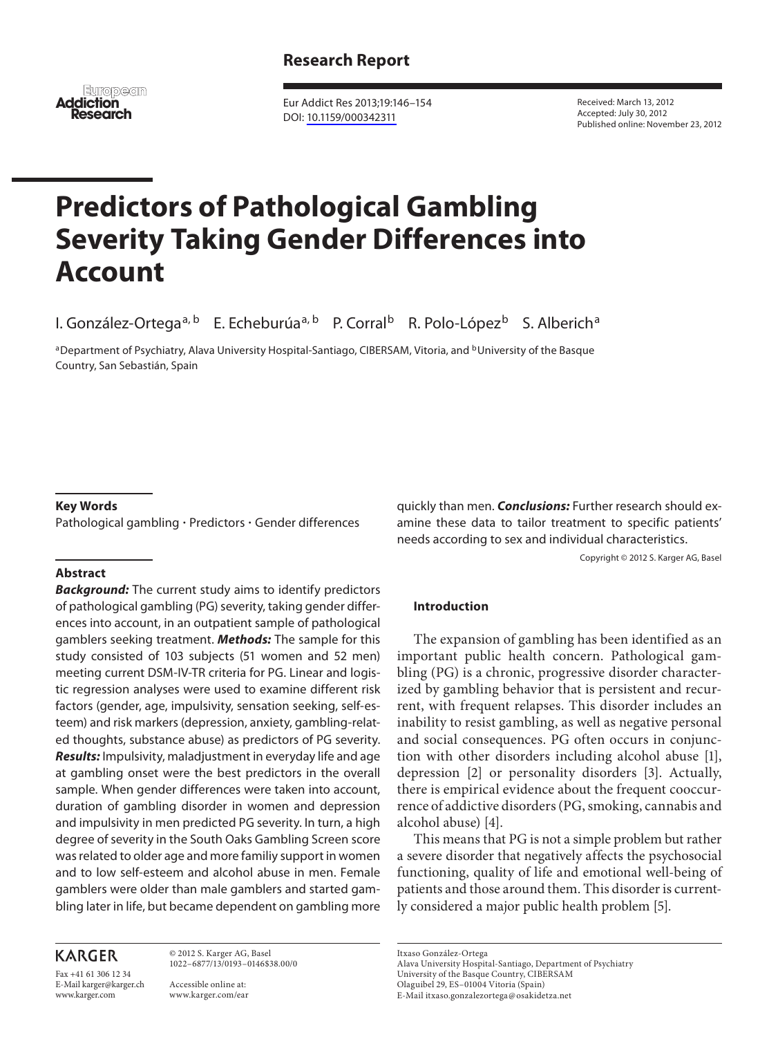Research Report

Received: March 13, 2012
Accepted: July 30, 2012
Published online: November 23, 2012

# Predictors of Pathological Gambling Severity Taking Gender Differences into Account

I. González-Ortega[a, b] E. Echeburúa[a, b] P. Corral[b] R. Polo-López[b] S. Alberich[a]

[a]Department of Psychiatry, Alava University Hospital-Santiago, CIBERSAM, Vitoria, and [b]University of the Basque Country, San Sebastián, Spain

**Key Words**

Pathological gambling · Predictors · Gender differences

**Abstract**

***Background:*** The current study aims to identify predictors of pathological gambling (PG) severity, taking gender differences into account, in an outpatient sample of pathological gamblers seeking treatment. ***Methods:*** The sample for this study consisted of 103 subjects (51 women and 52 men) meeting current DSM-IV-TR criteria for PG. Linear and logistic regression analyses were used to examine different risk factors (gender, age, impulsivity, sensation seeking, self-esteem) and risk markers (depression, anxiety, gambling-related thoughts, substance abuse) as predictors of PG severity. ***Results:*** Impulsivity, maladjustment in everyday life and age at gambling onset were the best predictors in the overall sample. When gender differences were taken into account, duration of gambling disorder in women and depression and impulsivity in men predicted PG severity. In turn, a high degree of severity in the South Oaks Gambling Screen score was related to older age and more familiy support in women and to low self-esteem and alcohol abuse in men. Female gamblers were older than male gamblers and started gambling later in life, but became dependent on gambling more quickly than men. ***Conclusions:*** Further research should examine these data to tailor treatment to specific patients' needs according to sex and individual characteristics.

Copyright © 2012 S. Karger AG, Basel

## Introduction

The expansion of gambling has been identified as an important public health concern. Pathological gambling (PG) is a chronic, progressive disorder characterized by gambling behavior that is persistent and recurrent, with frequent relapses. This disorder includes an inability to resist gambling, as well as negative personal and social consequences. PG often occurs in conjunction with other disorders including alcohol abuse [1], depression [2] or personality disorders [3]. Actually, there is empirical evidence about the frequent cooccurrence of addictive disorders (PG, smoking, cannabis and alcohol abuse) [4].

This means that PG is not a simple problem but rather a severe disorder that negatively affects the psychosocial functioning, quality of life and emotional well-being of patients and those around them. This disorder is currently considered a major public health problem [5].

Itxaso González-Ortega
Alava University Hospital-Santiago, Department of Psychiatry
University of the Basque Country, CIBERSAM
Olaguibel 29, ES–01004 Vitoria (Spain)
E-Mail itxaso.gonzalezortega@osakidetza.net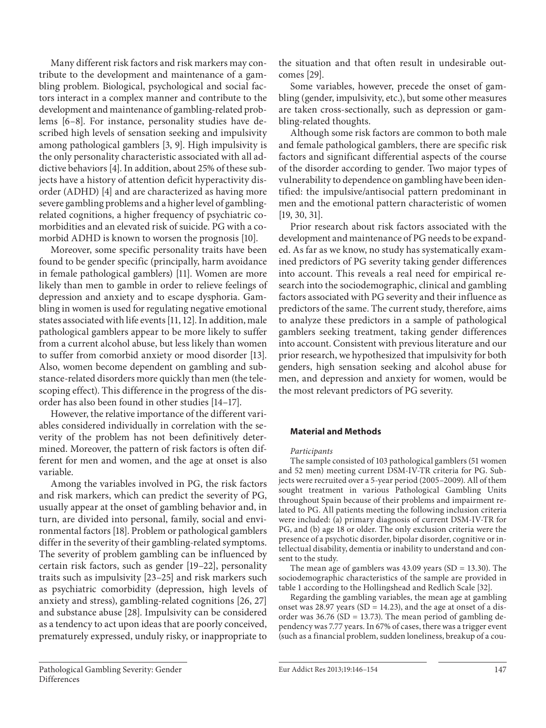Many different risk factors and risk markers may contribute to the development and maintenance of a gambling problem. Biological, psychological and social factors interact in a complex manner and contribute to the development and maintenance of gambling-related problems [6–8]. For instance, personality studies have described high levels of sensation seeking and impulsivity among pathological gamblers [3, 9]. High impulsivity is the only personality characteristic associated with all addictive behaviors [4]. In addition, about 25% of these subjects have a history of attention deficit hyperactivity disorder (ADHD) [4] and are characterized as having more severe gambling problems and a higher level of gambling-related cognitions, a higher frequency of psychiatric comorbidities and an elevated risk of suicide. PG with a comorbid ADHD is known to worsen the prognosis [10].

Moreover, some specific personality traits have been found to be gender specific (principally, harm avoidance in female pathological gamblers) [11]. Women are more likely than men to gamble in order to relieve feelings of depression and anxiety and to escape dysphoria. Gambling in women is used for regulating negative emotional states associated with life events [11, 12]. In addition, male pathological gamblers appear to be more likely to suffer from a current alcohol abuse, but less likely than women to suffer from comorbid anxiety or mood disorder [13]. Also, women become dependent on gambling and substance-related disorders more quickly than men (the telescoping effect). This difference in the progress of the disorder has also been found in other studies [14–17].

However, the relative importance of the different variables considered individually in correlation with the severity of the problem has not been definitively determined. Moreover, the pattern of risk factors is often different for men and women, and the age at onset is also variable.

Among the variables involved in PG, the risk factors and risk markers, which can predict the severity of PG, usually appear at the onset of gambling behavior and, in turn, are divided into personal, family, social and environmental factors [18]. Problem or pathological gamblers differ in the severity of their gambling-related symptoms. The severity of problem gambling can be influenced by certain risk factors, such as gender [19–22], personality traits such as impulsivity [23–25] and risk markers such as psychiatric comorbidity (depression, high levels of anxiety and stress), gambling-related cognitions [26, 27] and substance abuse [28]. Impulsivity can be considered as a tendency to act upon ideas that are poorly conceived, prematurely expressed, unduly risky, or inappropriate to the situation and that often result in undesirable outcomes [29].

Some variables, however, precede the onset of gambling (gender, impulsivity, etc.), but some other measures are taken cross-sectionally, such as depression or gambling-related thoughts.

Although some risk factors are common to both male and female pathological gamblers, there are specific risk factors and significant differential aspects of the course of the disorder according to gender. Two major types of vulnerability to dependence on gambling have been identified: the impulsive/antisocial pattern predominant in men and the emotional pattern characteristic of women [19, 30, 31].

Prior research about risk factors associated with the development and maintenance of PG needs to be expanded. As far as we know, no study has systematically examined predictors of PG severity taking gender differences into account. This reveals a real need for empirical research into the sociodemographic, clinical and gambling factors associated with PG severity and their influence as predictors of the same. The current study, therefore, aims to analyze these predictors in a sample of pathological gamblers seeking treatment, taking gender differences into account. Consistent with previous literature and our prior research, we hypothesized that impulsivity for both genders, high sensation seeking and alcohol abuse for men, and depression and anxiety for women, would be the most relevant predictors of PG severity.

## Material and Methods

*Participants*

The sample consisted of 103 pathological gamblers (51 women and 52 men) meeting current DSM-IV-TR criteria for PG. Subjects were recruited over a 5-year period (2005–2009). All of them sought treatment in various Pathological Gambling Units throughout Spain because of their problems and impairment related to PG. All patients meeting the following inclusion criteria were included: (a) primary diagnosis of current DSM-IV-TR for PG, and (b) age 18 or older. The only exclusion criteria were the presence of a psychotic disorder, bipolar disorder, cognitive or intellectual disability, dementia or inability to understand and consent to the study.

The mean age of gamblers was 43.09 years (SD = 13.30). The sociodemographic characteristics of the sample are provided in table 1 according to the Hollingshead and Redlich Scale [32].

Regarding the gambling variables, the mean age at gambling onset was 28.97 years (SD = 14.23), and the age at onset of a disorder was 36.76 (SD = 13.73). The mean period of gambling dependency was 7.77 years. In 67% of cases, there was a trigger event (such as a financial problem, sudden loneliness, breakup of a cou-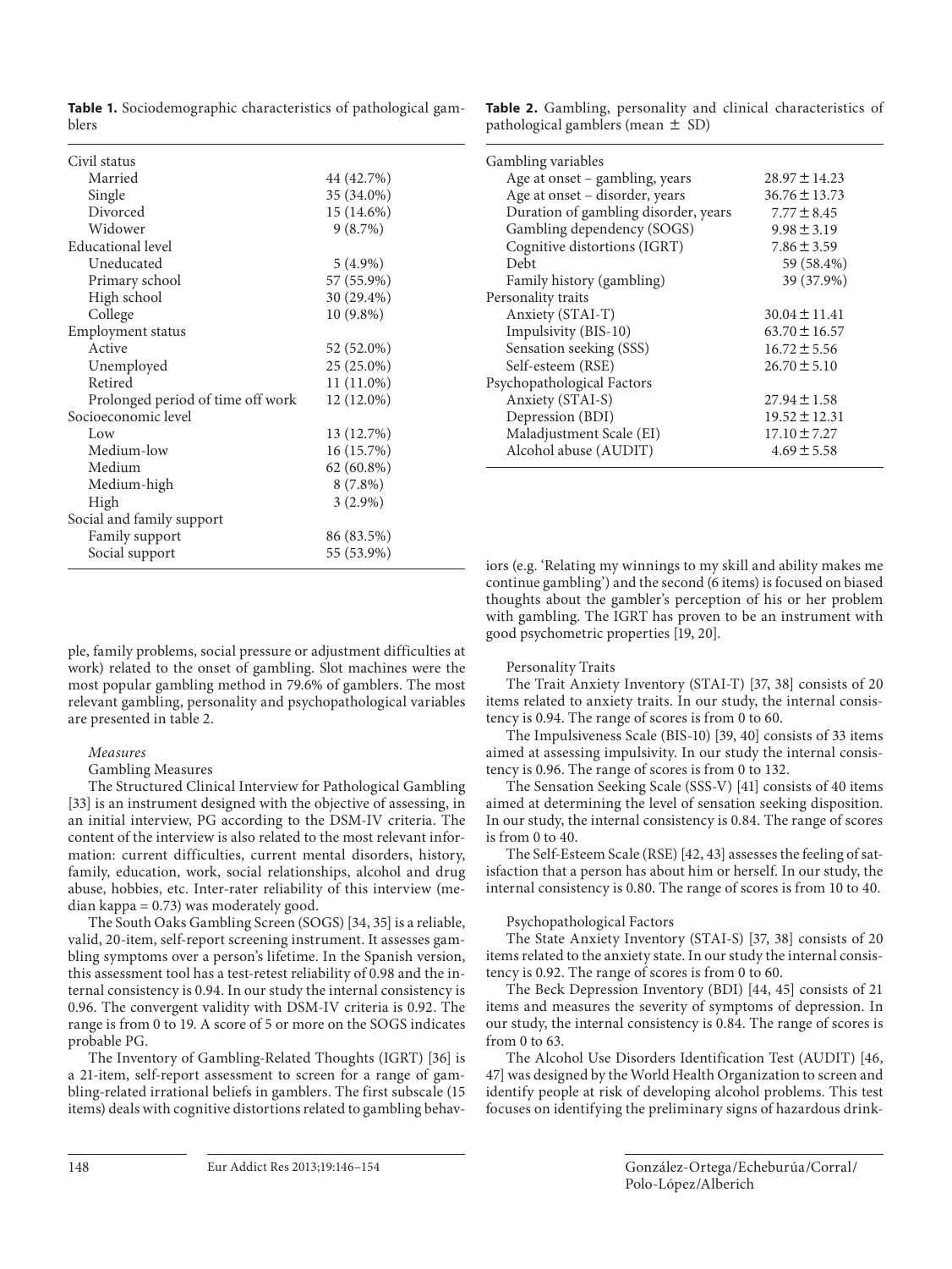**Table 1.** Sociodemographic characteristics of pathological gamblers

| | |
|---|---|
| Civil status | |
| Married | 44 (42.7%) |
| Single | 35 (34.0%) |
| Divorced | 15 (14.6%) |
| Widower | 9 (8.7%) |
| Educational level | |
| Uneducated | 5 (4.9%) |
| Primary school | 57 (55.9%) |
| High school | 30 (29.4%) |
| College | 10 (9.8%) |
| Employment status | |
| Active | 52 (52.0%) |
| Unemployed | 25 (25.0%) |
| Retired | 11 (11.0%) |
| Prolonged period of time off work | 12 (12.0%) |
| Socioeconomic level | |
| Low | 13 (12.7%) |
| Medium-low | 16 (15.7%) |
| Medium | 62 (60.8%) |
| Medium-high | 8 (7.8%) |
| High | 3 (2.9%) |
| Social and family support | |
| Family support | 86 (83.5%) |
| Social support | 55 (53.9%) |

**Table 2.** Gambling, personality and clinical characteristics of pathological gamblers (mean ± SD)

| | |
|---|---|
| Gambling variables | |
| Age at onset – gambling, years | 28.97 ± 14.23 |
| Age at onset – disorder, years | 36.76 ± 13.73 |
| Duration of gambling disorder, years | 7.77 ± 8.45 |
| Gambling dependency (SOGS) | 9.98 ± 3.19 |
| Cognitive distortions (IGRT) | 7.86 ± 3.59 |
| Debt | 59 (58.4%) |
| Family history (gambling) | 39 (37.9%) |
| Personality traits | |
| Anxiety (STAI-T) | 30.04 ± 11.41 |
| Impulsivity (BIS-10) | 63.70 ± 16.57 |
| Sensation seeking (SSS) | 16.72 ± 5.56 |
| Self-esteem (RSE) | 26.70 ± 5.10 |
| Psychopathological Factors | |
| Anxiety (STAI-S) | 27.94 ± 1.58 |
| Depression (BDI) | 19.52 ± 12.31 |
| Maladjustment Scale (EI) | 17.10 ± 7.27 |
| Alcohol abuse (AUDIT) | 4.69 ± 5.58 |

ple, family problems, social pressure or adjustment difficulties at work) related to the onset of gambling. Slot machines were the most popular gambling method in 79.6% of gamblers. The most relevant gambling, personality and psychopathological variables are presented in table 2.

*Measures*

Gambling Measures

The Structured Clinical Interview for Pathological Gambling [33] is an instrument designed with the objective of assessing, in an initial interview, PG according to the DSM-IV criteria. The content of the interview is also related to the most relevant information: current difficulties, current mental disorders, history, family, education, work, social relationships, alcohol and drug abuse, hobbies, etc. Inter-rater reliability of this interview (median kappa = 0.73) was moderately good.

The South Oaks Gambling Screen (SOGS) [34, 35] is a reliable, valid, 20-item, self-report screening instrument. It assesses gambling symptoms over a person's lifetime. In the Spanish version, this assessment tool has a test-retest reliability of 0.98 and the internal consistency is 0.94. In our study the internal consistency is 0.96. The convergent validity with DSM-IV criteria is 0.92. The range is from 0 to 19. A score of 5 or more on the SOGS indicates probable PG.

The Inventory of Gambling-Related Thoughts (IGRT) [36] is a 21-item, self-report assessment to screen for a range of gambling-related irrational beliefs in gamblers. The first subscale (15 items) deals with cognitive distortions related to gambling behaviors (e.g. 'Relating my winnings to my skill and ability makes me continue gambling') and the second (6 items) is focused on biased thoughts about the gambler's perception of his or her problem with gambling. The IGRT has proven to be an instrument with good psychometric properties [19, 20].

Personality Traits

The Trait Anxiety Inventory (STAI-T) [37, 38] consists of 20 items related to anxiety traits. In our study, the internal consistency is 0.94. The range of scores is from 0 to 60.

The Impulsiveness Scale (BIS-10) [39, 40] consists of 33 items aimed at assessing impulsivity. In our study the internal consistency is 0.96. The range of scores is from 0 to 132.

The Sensation Seeking Scale (SSS-V) [41] consists of 40 items aimed at determining the level of sensation seeking disposition. In our study, the internal consistency is 0.84. The range of scores is from 0 to 40.

The Self-Esteem Scale (RSE) [42, 43] assesses the feeling of satisfaction that a person has about him or herself. In our study, the internal consistency is 0.80. The range of scores is from 10 to 40.

Psychopathological Factors

The State Anxiety Inventory (STAI-S) [37, 38] consists of 20 items related to the anxiety state. In our study the internal consistency is 0.92. The range of scores is from 0 to 60.

The Beck Depression Inventory (BDI) [44, 45] consists of 21 items and measures the severity of symptoms of depression. In our study, the internal consistency is 0.84. The range of scores is from 0 to 63.

The Alcohol Use Disorders Identification Test (AUDIT) [46, 47] was designed by the World Health Organization to screen and identify people at risk of developing alcohol problems. This test focuses on identifying the preliminary signs of hazardous drink-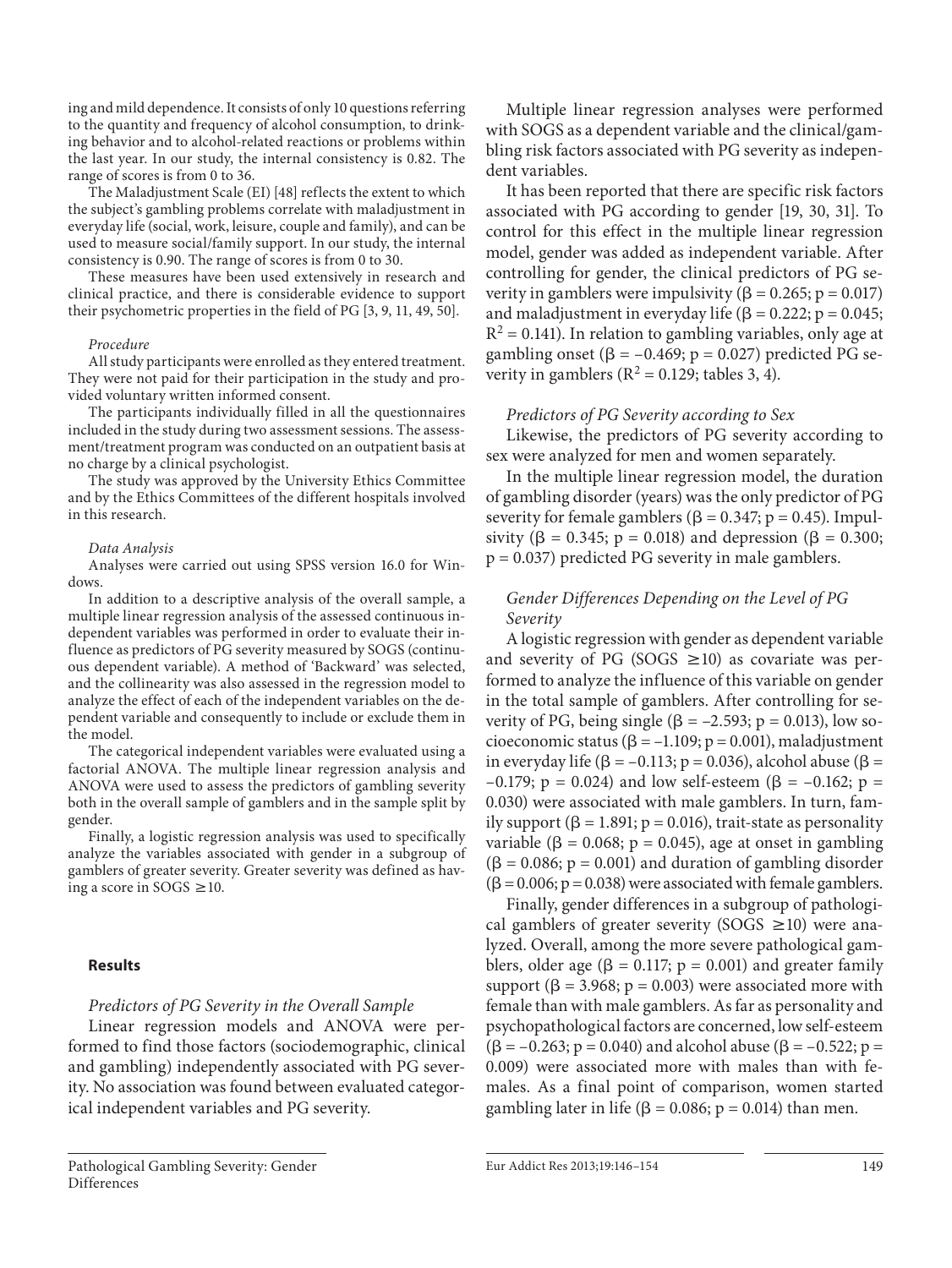ing and mild dependence. It consists of only 10 questions referring to the quantity and frequency of alcohol consumption, to drinking behavior and to alcohol-related reactions or problems within the last year. In our study, the internal consistency is 0.82. The range of scores is from 0 to 36.

The Maladjustment Scale (EI) [48] reflects the extent to which the subject's gambling problems correlate with maladjustment in everyday life (social, work, leisure, couple and family), and can be used to measure social/family support. In our study, the internal consistency is 0.90. The range of scores is from 0 to 30.

These measures have been used extensively in research and clinical practice, and there is considerable evidence to support their psychometric properties in the field of PG [3, 9, 11, 49, 50].

*Procedure*

All study participants were enrolled as they entered treatment. They were not paid for their participation in the study and provided voluntary written informed consent.

The participants individually filled in all the questionnaires included in the study during two assessment sessions. The assessment/treatment program was conducted on an outpatient basis at no charge by a clinical psychologist.

The study was approved by the University Ethics Committee and by the Ethics Committees of the different hospitals involved in this research.

*Data Analysis*

Analyses were carried out using SPSS version 16.0 for Windows.

In addition to a descriptive analysis of the overall sample, a multiple linear regression analysis of the assessed continuous independent variables was performed in order to evaluate their influence as predictors of PG severity measured by SOGS (continuous dependent variable). A method of 'Backward' was selected, and the collinearity was also assessed in the regression model to analyze the effect of each of the independent variables on the dependent variable and consequently to include or exclude them in the model.

The categorical independent variables were evaluated using a factorial ANOVA. The multiple linear regression analysis and ANOVA were used to assess the predictors of gambling severity both in the overall sample of gamblers and in the sample split by gender.

Finally, a logistic regression analysis was used to specifically analyze the variables associated with gender in a subgroup of gamblers of greater severity. Greater severity was defined as having a score in SOGS $\geq$10.

## Results

*Predictors of PG Severity in the Overall Sample*

Linear regression models and ANOVA were performed to find those factors (sociodemographic, clinical and gambling) independently associated with PG severity. No association was found between evaluated categorical independent variables and PG severity.

Multiple linear regression analyses were performed with SOGS as a dependent variable and the clinical/gambling risk factors associated with PG severity as independent variables.

It has been reported that there are specific risk factors associated with PG according to gender [19, 30, 31]. To control for this effect in the multiple linear regression model, gender was added as independent variable. After controlling for gender, the clinical predictors of PG severity in gamblers were impulsivity ($\beta = 0.265$; $p = 0.017$) and maladjustment in everyday life ($\beta = 0.222$; $p = 0.045$; $R^2 = 0.141$). In relation to gambling variables, only age at gambling onset ($\beta = -0.469$; $p = 0.027$) predicted PG severity in gamblers ($R^2 = 0.129$; tables 3, 4).

*Predictors of PG Severity according to Sex*

Likewise, the predictors of PG severity according to sex were analyzed for men and women separately.

In the multiple linear regression model, the duration of gambling disorder (years) was the only predictor of PG severity for female gamblers ($\beta = 0.347$; $p = 0.45$). Impulsivity ($\beta = 0.345$; $p = 0.018$) and depression ($\beta = 0.300$; $p = 0.037$) predicted PG severity in male gamblers.

*Gender Differences Depending on the Level of PG Severity*

A logistic regression with gender as dependent variable and severity of PG (SOGS $\geq$10) as covariate was performed to analyze the influence of this variable on gender in the total sample of gamblers. After controlling for severity of PG, being single ($\beta = -2.593$; $p = 0.013$), low socioeconomic status ($\beta = -1.109$; $p = 0.001$), maladjustment in everyday life ($\beta = -0.113$; $p = 0.036$), alcohol abuse ($\beta = -0.179$; $p = 0.024$) and low self-esteem ($\beta = -0.162$; $p = 0.030$) were associated with male gamblers. In turn, family support ($\beta = 1.891$; $p = 0.016$), trait-state as personality variable ($\beta = 0.068$; $p = 0.045$), age at onset in gambling ($\beta = 0.086$; $p = 0.001$) and duration of gambling disorder ($\beta = 0.006$; $p = 0.038$) were associated with female gamblers.

Finally, gender differences in a subgroup of pathological gamblers of greater severity (SOGS $\geq$10) were analyzed. Overall, among the more severe pathological gamblers, older age ($\beta = 0.117$; $p = 0.001$) and greater family support ($\beta = 3.968$; $p = 0.003$) were associated more with female than with male gamblers. As far as personality and psychopathological factors are concerned, low self-esteem ($\beta = -0.263$; $p = 0.040$) and alcohol abuse ($\beta = -0.522$; $p = 0.009$) were associated more with males than with females. As a final point of comparison, women started gambling later in life ($\beta = 0.086$; $p = 0.014$) than men.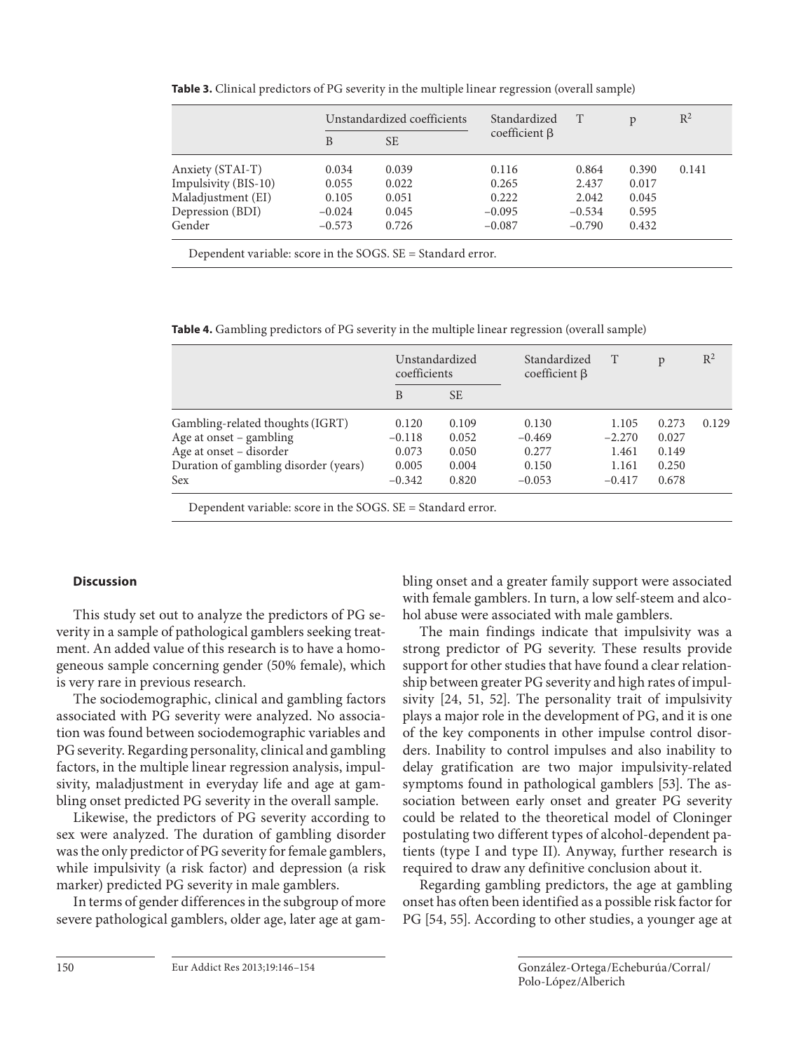**Table 3.** Clinical predictors of PG severity in the multiple linear regression (overall sample)

| | Unstandardized coefficients | | Standardized coefficient β | T | p | $R^2$ |
|---|---|---|---|---|---|---|
| | B | SE | | | | |
| Anxiety (STAI-T) | 0.034 | 0.039 | 0.116 | 0.864 | 0.390 | 0.141 |
| Impulsivity (BIS-10) | 0.055 | 0.022 | 0.265 | 2.437 | 0.017 | |
| Maladjustment (EI) | 0.105 | 0.051 | 0.222 | 2.042 | 0.045 | |
| Depression (BDI) | −0.024 | 0.045 | −0.095 | −0.534 | 0.595 | |
| Gender | −0.573 | 0.726 | −0.087 | −0.790 | 0.432 | |

Dependent variable: score in the SOGS. SE = Standard error.

**Table 4.** Gambling predictors of PG severity in the multiple linear regression (overall sample)

| | Unstandardized coefficients | | Standardized coefficient β | T | p | $R^2$ |
|---|---|---|---|---|---|---|
| | B | SE | | | | |
| Gambling-related thoughts (IGRT) | 0.120 | 0.109 | 0.130 | 1.105 | 0.273 | 0.129 |
| Age at onset – gambling | −0.118 | 0.052 | −0.469 | −2.270 | 0.027 | |
| Age at onset – disorder | 0.073 | 0.050 | 0.277 | 1.461 | 0.149 | |
| Duration of gambling disorder (years) | 0.005 | 0.004 | 0.150 | 1.161 | 0.250 | |
| Sex | −0.342 | 0.820 | −0.053 | −0.417 | 0.678 | |

Dependent variable: score in the SOGS. SE = Standard error.

## Discussion

This study set out to analyze the predictors of PG severity in a sample of pathological gamblers seeking treatment. An added value of this research is to have a homogeneous sample concerning gender (50% female), which is very rare in previous research.

The sociodemographic, clinical and gambling factors associated with PG severity were analyzed. No association was found between sociodemographic variables and PG severity. Regarding personality, clinical and gambling factors, in the multiple linear regression analysis, impulsivity, maladjustment in everyday life and age at gambling onset predicted PG severity in the overall sample.

Likewise, the predictors of PG severity according to sex were analyzed. The duration of gambling disorder was the only predictor of PG severity for female gamblers, while impulsivity (a risk factor) and depression (a risk marker) predicted PG severity in male gamblers.

In terms of gender differences in the subgroup of more severe pathological gamblers, older age, later age at gambling onset and a greater family support were associated with female gamblers. In turn, a low self-steem and alcohol abuse were associated with male gamblers.

The main findings indicate that impulsivity was a strong predictor of PG severity. These results provide support for other studies that have found a clear relationship between greater PG severity and high rates of impulsivity [24, 51, 52]. The personality trait of impulsivity plays a major role in the development of PG, and it is one of the key components in other impulse control disorders. Inability to control impulses and also inability to delay gratification are two major impulsivity-related symptoms found in pathological gamblers [53]. The association between early onset and greater PG severity could be related to the theoretical model of Cloninger postulating two different types of alcohol-dependent patients (type I and type II). Anyway, further research is required to draw any definitive conclusion about it.

Regarding gambling predictors, the age at gambling onset has often been identified as a possible risk factor for PG [54, 55]. According to other studies, a younger age at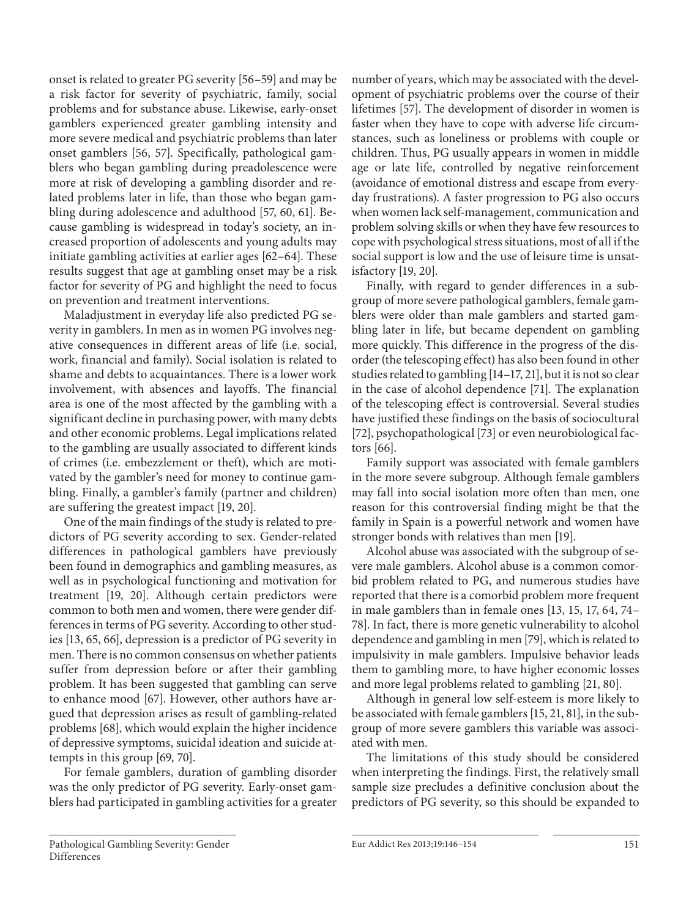onset is related to greater PG severity [56–59] and may be a risk factor for severity of psychiatric, family, social problems and for substance abuse. Likewise, early-onset gamblers experienced greater gambling intensity and more severe medical and psychiatric problems than later onset gamblers [56, 57]. Specifically, pathological gamblers who began gambling during preadolescence were more at risk of developing a gambling disorder and related problems later in life, than those who began gambling during adolescence and adulthood [57, 60, 61]. Because gambling is widespread in today's society, an increased proportion of adolescents and young adults may initiate gambling activities at earlier ages [62–64]. These results suggest that age at gambling onset may be a risk factor for severity of PG and highlight the need to focus on prevention and treatment interventions.

Maladjustment in everyday life also predicted PG severity in gamblers. In men as in women PG involves negative consequences in different areas of life (i.e. social, work, financial and family). Social isolation is related to shame and debts to acquaintances. There is a lower work involvement, with absences and layoffs. The financial area is one of the most affected by the gambling with a significant decline in purchasing power, with many debts and other economic problems. Legal implications related to the gambling are usually associated to different kinds of crimes (i.e. embezzlement or theft), which are motivated by the gambler's need for money to continue gambling. Finally, a gambler's family (partner and children) are suffering the greatest impact [19, 20].

One of the main findings of the study is related to predictors of PG severity according to sex. Gender-related differences in pathological gamblers have previously been found in demographics and gambling measures, as well as in psychological functioning and motivation for treatment [19, 20]. Although certain predictors were common to both men and women, there were gender differences in terms of PG severity. According to other studies [13, 65, 66], depression is a predictor of PG severity in men. There is no common consensus on whether patients suffer from depression before or after their gambling problem. It has been suggested that gambling can serve to enhance mood [67]. However, other authors have argued that depression arises as result of gambling-related problems [68], which would explain the higher incidence of depressive symptoms, suicidal ideation and suicide attempts in this group [69, 70].

For female gamblers, duration of gambling disorder was the only predictor of PG severity. Early-onset gamblers had participated in gambling activities for a greater number of years, which may be associated with the development of psychiatric problems over the course of their lifetimes [57]. The development of disorder in women is faster when they have to cope with adverse life circumstances, such as loneliness or problems with couple or children. Thus, PG usually appears in women in middle age or late life, controlled by negative reinforcement (avoidance of emotional distress and escape from everyday frustrations). A faster progression to PG also occurs when women lack self-management, communication and problem solving skills or when they have few resources to cope with psychological stress situations, most of all if the social support is low and the use of leisure time is unsatisfactory [19, 20].

Finally, with regard to gender differences in a subgroup of more severe pathological gamblers, female gamblers were older than male gamblers and started gambling later in life, but became dependent on gambling more quickly. This difference in the progress of the disorder (the telescoping effect) has also been found in other studies related to gambling [14–17, 21], but it is not so clear in the case of alcohol dependence [71]. The explanation of the telescoping effect is controversial. Several studies have justified these findings on the basis of sociocultural [72], psychopathological [73] or even neurobiological factors [66].

Family support was associated with female gamblers in the more severe subgroup. Although female gamblers may fall into social isolation more often than men, one reason for this controversial finding might be that the family in Spain is a powerful network and women have stronger bonds with relatives than men [19].

Alcohol abuse was associated with the subgroup of severe male gamblers. Alcohol abuse is a common comorbid problem related to PG, and numerous studies have reported that there is a comorbid problem more frequent in male gamblers than in female ones [13, 15, 17, 64, 74–78]. In fact, there is more genetic vulnerability to alcohol dependence and gambling in men [79], which is related to impulsivity in male gamblers. Impulsive behavior leads them to gambling more, to have higher economic losses and more legal problems related to gambling [21, 80].

Although in general low self-esteem is more likely to be associated with female gamblers [15, 21, 81], in the subgroup of more severe gamblers this variable was associated with men.

The limitations of this study should be considered when interpreting the findings. First, the relatively small sample size precludes a definitive conclusion about the predictors of PG severity, so this should be expanded to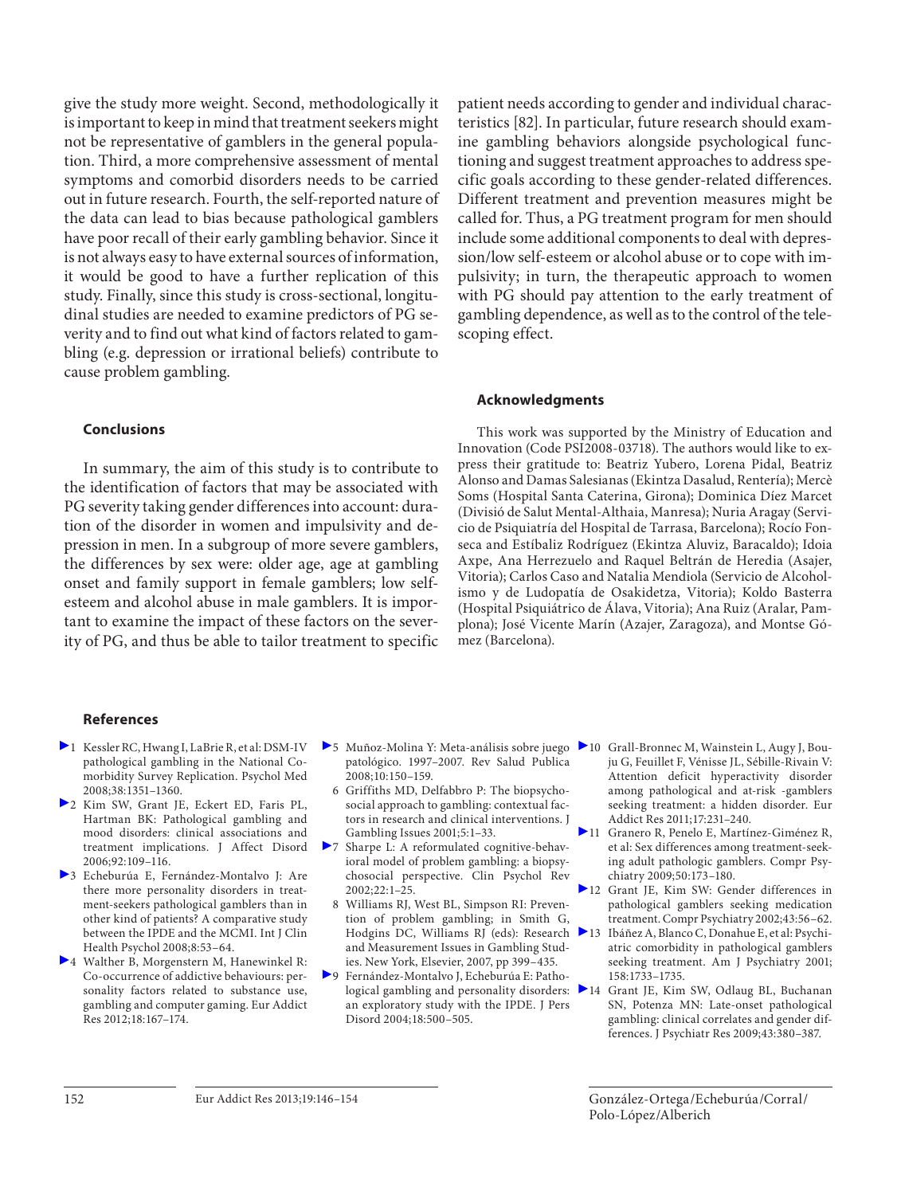give the study more weight. Second, methodologically it is important to keep in mind that treatment seekers might not be representative of gamblers in the general population. Third, a more comprehensive assessment of mental symptoms and comorbid disorders needs to be carried out in future research. Fourth, the self-reported nature of the data can lead to bias because pathological gamblers have poor recall of their early gambling behavior. Since it is not always easy to have external sources of information, it would be good to have a further replication of this study. Finally, since this study is cross-sectional, longitudinal studies are needed to examine predictors of PG severity and to find out what kind of factors related to gambling (e.g. depression or irrational beliefs) contribute to cause problem gambling.

## Conclusions

In summary, the aim of this study is to contribute to the identification of factors that may be associated with PG severity taking gender differences into account: duration of the disorder in women and impulsivity and depression in men. In a subgroup of more severe gamblers, the differences by sex were: older age, age at gambling onset and family support in female gamblers; low self-esteem and alcohol abuse in male gamblers. It is important to examine the impact of these factors on the severity of PG, and thus be able to tailor treatment to specific patient needs according to gender and individual characteristics [82]. In particular, future research should examine gambling behaviors alongside psychological functioning and suggest treatment approaches to address specific goals according to these gender-related differences. Different treatment and prevention measures might be called for. Thus, a PG treatment program for men should include some additional components to deal with depression/low self-esteem or alcohol abuse or to cope with impulsivity; in turn, the therapeutic approach to women with PG should pay attention to the early treatment of gambling dependence, as well as to the control of the telescoping effect.

## Acknowledgments

This work was supported by the Ministry of Education and Innovation (Code PSI2008-03718). The authors would like to express their gratitude to: Beatriz Yubero, Lorena Pidal, Beatriz Alonso and Damas Salesianas (Ekintza Dasalud, Rentería); Mercè Soms (Hospital Santa Caterina, Girona); Dominica Díez Marcet (Divisió de Salut Mental-Althaia, Manresa); Nuria Aragay (Servicio de Psiquiatría del Hospital de Tarrasa, Barcelona); Rocío Fonseca and Estíbaliz Rodríguez (Ekintza Aluviz, Baracaldo); Idoia Axpe, Ana Herrezuelo and Raquel Beltrán de Heredia (Asajer, Vitoria); Carlos Caso and Natalia Mendiola (Servicio de Alcoholismo y de Ludopatía de Osakidetza, Vitoria); Koldo Basterra (Hospital Psiquiátrico de Álava, Vitoria); Ana Ruiz (Aralar, Pamplona); José Vicente Marín (Azajer, Zaragoza), and Montse Gómez (Barcelona).

## References

1. Kessler RC, Hwang I, LaBrie R, et al: DSM-IV pathological gambling in the National Comorbidity Survey Replication. Psychol Med 2008;38:1351–1360.
2. Kim SW, Grant JE, Eckert ED, Faris PL, Hartman BK: Pathological gambling and mood disorders: clinical associations and treatment implications. J Affect Disord 2006;92:109–116.
3. Echeburúa E, Fernández-Montalvo J: Are there more personality disorders in treatment-seekers pathological gamblers than in other kind of patients? A comparative study between the IPDE and the MCMI. Int J Clin Health Psychol 2008;8:53–64.
4. Walther B, Morgenstern M, Hanewinkel R: Co-occurrence of addictive behaviours: personality factors related to substance use, gambling and computer gaming. Eur Addict Res 2012;18:167–174.
5. Muñoz-Molina Y: Meta-análisis sobre juego patológico. 1997–2007. Rev Salud Publica 2008;10:150–159.
6. Griffiths MD, Delfabbro P: The biopsychosocial approach to gambling: contextual factors in research and clinical interventions. J Gambling Issues 2001;5:1–33.
7. Sharpe L: A reformulated cognitive-behavioral model of problem gambling: a biopsychosocial perspective. Clin Psychol Rev 2002;22:1–25.
8. Williams RJ, West BL, Simpson RI: Prevention of problem gambling; in Smith G, Hodgins DC, Williams RJ (eds): Research and Measurement Issues in Gambling Studies. New York, Elsevier, 2007, pp 399–435.
9. Fernández-Montalvo J, Echeburúa E: Pathological gambling and personality disorders: an exploratory study with the IPDE. J Pers Disord 2004;18:500–505.
10. Grall-Bronnec M, Wainstein L, Augy J, Bouju G, Feuillet F, Vénisse JL, Sébille-Rivain V: Attention deficit hyperactivity disorder among pathological and at-risk -gamblers seeking treatment: a hidden disorder. Eur Addict Res 2011;17:231–240.
11. Granero R, Penelo E, Martínez-Giménez R, et al: Sex differences among treatment-seeking adult pathologic gamblers. Compr Psychiatry 2009;50:173–180.
12. Grant JE, Kim SW: Gender differences in pathological gamblers seeking medication treatment. Compr Psychiatry 2002;43:56–62.
13. Ibáñez A, Blanco C, Donahue E, et al: Psychiatric comorbidity in pathological gamblers seeking treatment. Am J Psychiatry 2001; 158:1733–1735.
14. Grant JE, Kim SW, Odlaug BL, Buchanan SN, Potenza MN: Late-onset pathological gambling: clinical correlates and gender differences. J Psychiatr Res 2009;43:380–387.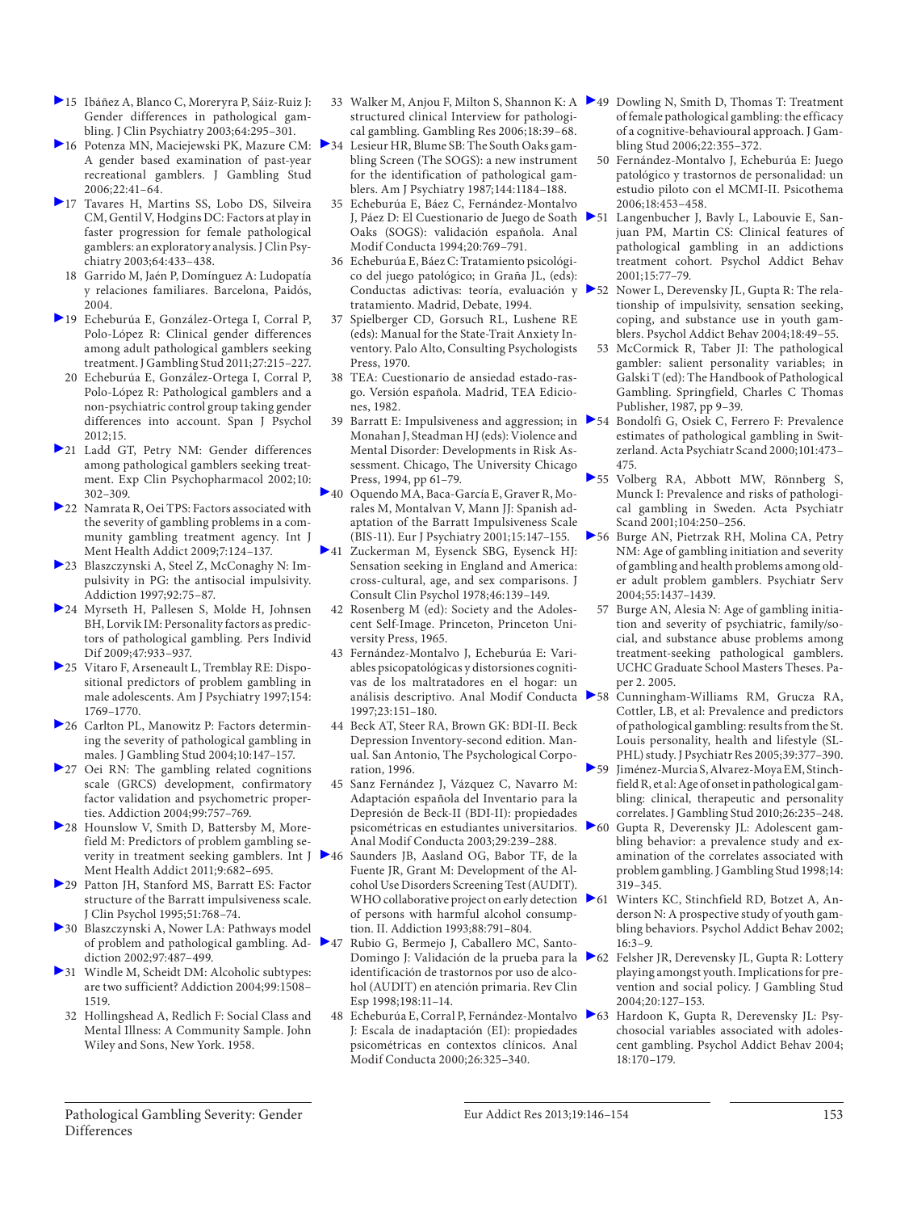15 Ibáñez A, Blanco C, Moreryra P, Sáiz-Ruiz J: Gender differences in pathological gambling. J Clin Psychiatry 2003;64:295–301.

16 Potenza MN, Maciejewski PK, Mazure CM: A gender based examination of past-year recreational gamblers. J Gambling Stud 2006;22:41–64.

17 Tavares H, Martins SS, Lobo DS, Silveira CM, Gentil V, Hodgins DC: Factors at play in faster progression for female pathological gamblers: an exploratory analysis. J Clin Psychiatry 2003;64:433–438.

18 Garrido M, Jaén P, Domínguez A: Ludopatía y relaciones familiares. Barcelona, Paidós, 2004.

19 Echeburúa E, González-Ortega I, Corral P, Polo-López R: Clinical gender differences among adult pathological gamblers seeking treatment. J Gambling Stud 2011;27:215–227.

20 Echeburúa E, González-Ortega I, Corral P, Polo-López R: Pathological gamblers and a non-psychiatric control group taking gender differences into account. Span J Psychol 2012;15.

21 Ladd GT, Petry NM: Gender differences among pathological gamblers seeking treatment. Exp Clin Psychopharmacol 2002;10:302–309.

22 Namrata R, Oei TPS: Factors associated with the severity of gambling problems in a community gambling treatment agency. Int J Ment Health Addict 2009;7:124–137.

23 Blaszczynski A, Steel Z, McConaghy N: Impulsivity in PG: the antisocial impulsivity. Addiction 1997;92:75–87.

24 Myrseth H, Pallesen S, Molde H, Johnsen BH, Lorvik IM: Personality factors as predictors of pathological gambling. Pers Individ Dif 2009;47:933–937.

25 Vitaro F, Arseneault L, Tremblay RE: Dispositional predictors of problem gambling in male adolescents. Am J Psychiatry 1997;154:1769–1770.

26 Carlton PL, Manowitz P: Factors determining the severity of pathological gambling in males. J Gambling Stud 2004;10:147–157.

27 Oei RN: The gambling related cognitions scale (GRCS) development, confirmatory factor validation and psychometric properties. Addiction 2004;99:757–769.

28 Hounslow V, Smith D, Battersby M, Morefield M: Predictors of problem gambling severity in treatment seeking gamblers. Int J Ment Health Addict 2011;9:682–695.

29 Patton JH, Stanford MS, Barratt ES: Factor structure of the Barratt impulsiveness scale. J Clin Psychol 1995;51:768–74.

30 Blaszczynski A, Nower LA: Pathways model of problem and pathological gambling. Addiction 2002;97:487–499.

31 Windle M, Scheidt DM: Alcoholic subtypes: are two sufficient? Addiction 2004;99:1508–1519.

32 Hollingshead A, Redlich F: Social Class and Mental Illness: A Community Sample. John Wiley and Sons, New York. 1958.

33 Walker M, Anjou F, Milton S, Shannon K: A structured clinical Interview for pathological gambling. Gambling Res 2006;18:39–68.

34 Lesieur HR, Blume SB: The South Oaks gambling Screen (The SOGS): a new instrument for the identification of pathological gamblers. Am J Psychiatry 1987;144:1184–188.

35 Echeburúa E, Báez C, Fernández-Montalvo J, Páez D: El Cuestionario de Juego de Soath Oaks (SOGS): validación española. Anal Modif Conducta 1994;20:769–791.

36 Echeburúa E, Báez C: Tratamiento psicológico del juego patológico; in Graña JL, (eds): Conductas adictivas: teoría, evaluación y tratamiento. Madrid, Debate, 1994.

37 Spielberger CD, Gorsuch RL, Lushene RE (eds): Manual for the State-Trait Anxiety Inventory. Palo Alto, Consulting Psychologists Press, 1970.

38 TEA: Cuestionario de ansiedad estado-rasgo. Versión española. Madrid, TEA Ediciones, 1982.

39 Barratt E: Impulsiveness and aggression; in Monahan J, Steadman HJ (eds): Violence and Mental Disorder: Developments in Risk Assessment. Chicago, The University Chicago Press, 1994, pp 61–79.

40 Oquendo MA, Baca-García E, Graver R, Morales M, Montalvan V, Mann JJ: Spanish adaptation of the Barratt Impulsiveness Scale (BIS-11). Eur J Psychiatry 2001;15:147–155.

41 Zuckerman M, Eysenck SBG, Eysenck HJ: Sensation seeking in England and America: cross-cultural, age, and sex comparisons. J Consult Clin Psychol 1978;46:139–149.

42 Rosenberg M (ed): Society and the Adolescent Self-Image. Princeton, Princeton University Press, 1965.

43 Fernández-Montalvo J, Echeburúa E: Variables psicopatológicas y distorsiones cognitivas de los maltratadores en el hogar: un análisis descriptivo. Anal Modif Conducta 1997;23:151–180.

44 Beck AT, Steer RA, Brown GK: BDI-II. Beck Depression Inventory-second edition. Manual. San Antonio, The Psychological Corporation, 1996.

45 Sanz Fernández J, Vázquez C, Navarro M: Adaptación española del Inventario para la Depresión de Beck-II (BDI-II): propiedades psicométricas en estudiantes universitarios. Anal Modif Conducta 2003;29:239–288.

46 Saunders JB, Aasland OG, Babor TF, de la Fuente JR, Grant M: Development of the Alcohol Use Disorders Screening Test (AUDIT). WHO collaborative project on early detection of persons with harmful alcohol consumption. II. Addiction 1993;88:791–804.

47 Rubio G, Bermejo J, Caballero MC, Santo-Domingo J: Validación de la prueba para la identificación de trastornos por uso de alcohol (AUDIT) en atención primaria. Rev Clin Esp 1998;198:11–14.

48 Echeburúa E, Corral P, Fernández-Montalvo J: Escala de inadaptación (EI): propiedades psicométricas en contextos clínicos. Anal Modif Conducta 2000;26:325–340.

49 Dowling N, Smith D, Thomas T: Treatment of female pathological gambling: the efficacy of a cognitive-behavioural approach. J Gambling Stud 2006;22:355–372.

50 Fernández-Montalvo J, Echeburúa E: Juego patológico y trastornos de personalidad: un estudio piloto con el MCMI-II. Psicothema 2006;18:453–458.

51 Langenbucher J, Bavly L, Labouvie E, Sanjuan PM, Martin CS: Clinical features of pathological gambling in an addictions treatment cohort. Psychol Addict Behav 2001;15:77–79.

52 Nower L, Derevensky JL, Gupta R: The relationship of impulsivity, sensation seeking, coping, and substance use in youth gamblers. Psychol Addict Behav 2004;18:49–55.

53 McCormick R, Taber JI: The pathological gambler: salient personality variables; in Galski T (ed): The Handbook of Pathological Gambling. Springfield, Charles C Thomas Publisher, 1987, pp 9–39.

54 Bondolfi G, Osiek C, Ferrero F: Prevalence estimates of pathological gambling in Switzerland. Acta Psychiatr Scand 2000;101:473–475.

55 Volberg RA, Abbott MW, Rönnberg S, Munck I: Prevalence and risks of pathological gambling in Sweden. Acta Psychiatr Scand 2001;104:250–256.

56 Burge AN, Pietrzak RH, Molina CA, Petry NM: Age of gambling initiation and severity of gambling and health problems among older adult problem gamblers. Psychiatr Serv 2004;55:1437–1439.

57 Burge AN, Alesia N: Age of gambling initiation and severity of psychiatric, family/social, and substance abuse problems among treatment-seeking pathological gamblers. UCHC Graduate School Masters Theses. Paper 2. 2005.

58 Cunningham-Williams RM, Grucza RA, Cottler, LB, et al: Prevalence and predictors of pathological gambling: results from the St. Louis personality, health and lifestyle (SLPHL) study. J Psychiatr Res 2005;39:377–390.

59 Jiménez-Murcia S, Alvarez-Moya EM, Stinchfield R, et al: Age of onset in pathological gambling: clinical, therapeutic and personality correlates. J Gambling Stud 2010;26:235–248.

60 Gupta R, Deverensky JL: Adolescent gambling behavior: a prevalence study and examination of the correlates associated with problem gambling. J Gambling Stud 1998;14:319–345.

61 Winters KC, Stinchfield RD, Botzet A, Anderson N: A prospective study of youth gambling behaviors. Psychol Addict Behav 2002;16:3–9.

62 Felsher JR, Derevensky JL, Gupta R: Lottery playing amongst youth. Implications for prevention and social policy. J Gambling Stud 2004;20:127–153.

63 Hardoon K, Gupta R, Derevensky JL: Psychosocial variables associated with adolescent gambling. Psychol Addict Behav 2004;18:170–179.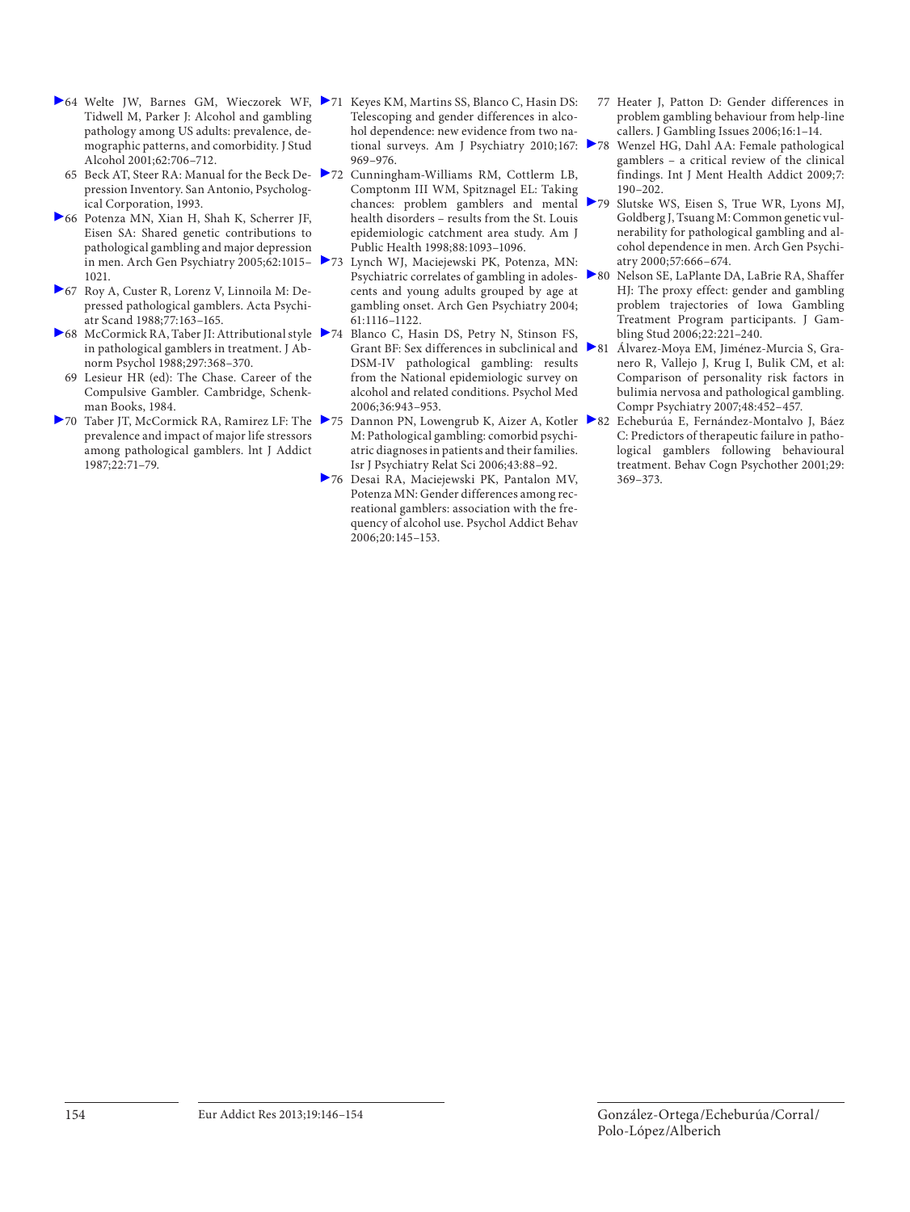64 Welte JW, Barnes GM, Wieczorek WF, Tidwell M, Parker J: Alcohol and gambling pathology among US adults: prevalence, demographic patterns, and comorbidity. J Stud Alcohol 2001;62:706–712.

65 Beck AT, Steer RA: Manual for the Beck Depression Inventory. San Antonio, Psychological Corporation, 1993.

66 Potenza MN, Xian H, Shah K, Scherrer JF, Eisen SA: Shared genetic contributions to pathological gambling and major depression in men. Arch Gen Psychiatry 2005;62:1015–1021.

67 Roy A, Custer R, Lorenz V, Linnoila M: Depressed pathological gamblers. Acta Psychiatr Scand 1988;77:163–165.

68 McCormick RA, Taber JI: Attributional style in pathological gamblers in treatment. J Abnorm Psychol 1988;297:368–370.

69 Lesieur HR (ed): The Chase. Career of the Compulsive Gambler. Cambridge, Schenkman Books, 1984.

70 Taber JT, McCormick RA, Ramirez LF: The prevalence and impact of major life stressors among pathological gamblers. lnt J Addict 1987;22:71–79.

71 Keyes KM, Martins SS, Blanco C, Hasin DS: Telescoping and gender differences in alcohol dependence: new evidence from two national surveys. Am J Psychiatry 2010;167:969–976.

72 Cunningham-Williams RM, Cottlerm LB, Comptonm III WM, Spitznagel EL: Taking chances: problem gamblers and mental health disorders – results from the St. Louis epidemiologic catchment area study. Am J Public Health 1998;88:1093–1096.

73 Lynch WJ, Maciejewski PK, Potenza, MN: Psychiatric correlates of gambling in adolescents and young adults grouped by age at gambling onset. Arch Gen Psychiatry 2004;61:1116–1122.

74 Blanco C, Hasin DS, Petry N, Stinson FS, Grant BF: Sex differences in subclinical and DSM-IV pathological gambling: results from the National epidemiologic survey on alcohol and related conditions. Psychol Med 2006;36:943–953.

75 Dannon PN, Lowengrub K, Aizer A, Kotler M: Pathological gambling: comorbid psychiatric diagnoses in patients and their families. Isr J Psychiatry Relat Sci 2006;43:88–92.

76 Desai RA, Maciejewski PK, Pantalon MV, Potenza MN: Gender differences among recreational gamblers: association with the frequency of alcohol use. Psychol Addict Behav 2006;20:145–153.

77 Heater J, Patton D: Gender differences in problem gambling behaviour from help-line callers. J Gambling Issues 2006;16:1–14.

78 Wenzel HG, Dahl AA: Female pathological gamblers – a critical review of the clinical findings. Int J Ment Health Addict 2009;7:190–202.

79 Slutske WS, Eisen S, True WR, Lyons MJ, Goldberg J, Tsuang M: Common genetic vulnerability for pathological gambling and alcohol dependence in men. Arch Gen Psychiatry 2000;57:666–674.

80 Nelson SE, LaPlante DA, LaBrie RA, Shaffer HJ: The proxy effect: gender and gambling problem trajectories of Iowa Gambling Treatment Program participants. J Gambling Stud 2006;22:221–240.

81 Álvarez-Moya EM, Jiménez-Murcia S, Granero R, Vallejo J, Krug I, Bulik CM, et al: Comparison of personality risk factors in bulimia nervosa and pathological gambling. Compr Psychiatry 2007;48:452–457.

82 Echeburúa E, Fernández-Montalvo J, Báez C: Predictors of therapeutic failure in pathological gamblers following behavioural treatment. Behav Cogn Psychother 2001;29:369–373.